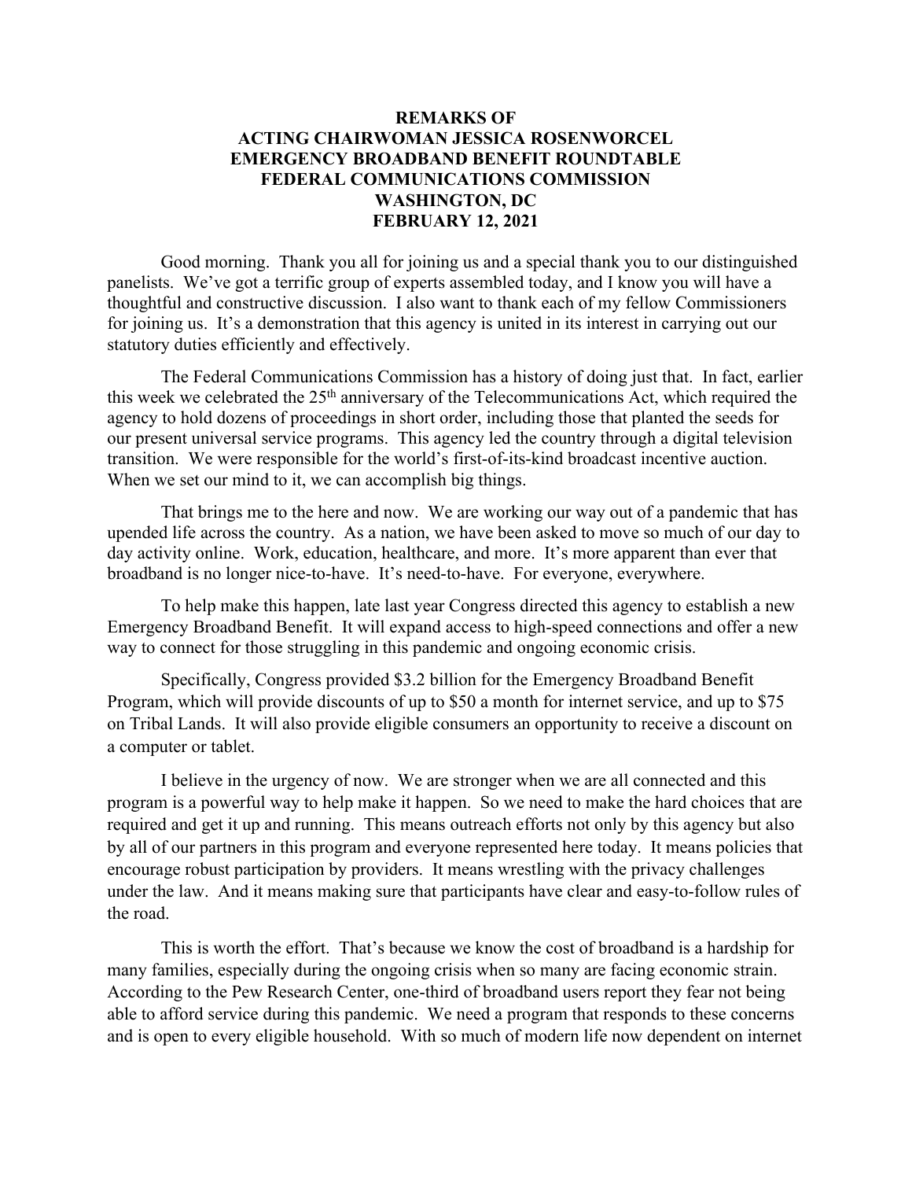**REMARKS OF**
**ACTING CHAIRWOMAN JESSICA ROSENWORCEL**
**EMERGENCY BROADBAND BENEFIT ROUNDTABLE**
**FEDERAL COMMUNICATIONS COMMISSION**
**WASHINGTON, DC**
**FEBRUARY 12, 2021**

Good morning. Thank you all for joining us and a special thank you to our distinguished panelists. We've got a terrific group of experts assembled today, and I know you will have a thoughtful and constructive discussion. I also want to thank each of my fellow Commissioners for joining us. It's a demonstration that this agency is united in its interest in carrying out our statutory duties efficiently and effectively.

The Federal Communications Commission has a history of doing just that. In fact, earlier this week we celebrated the 25th anniversary of the Telecommunications Act, which required the agency to hold dozens of proceedings in short order, including those that planted the seeds for our present universal service programs. This agency led the country through a digital television transition. We were responsible for the world's first-of-its-kind broadcast incentive auction. When we set our mind to it, we can accomplish big things.

That brings me to the here and now. We are working our way out of a pandemic that has upended life across the country. As a nation, we have been asked to move so much of our day to day activity online. Work, education, healthcare, and more. It's more apparent than ever that broadband is no longer nice-to-have. It's need-to-have. For everyone, everywhere.

To help make this happen, late last year Congress directed this agency to establish a new Emergency Broadband Benefit. It will expand access to high-speed connections and offer a new way to connect for those struggling in this pandemic and ongoing economic crisis.

Specifically, Congress provided $3.2 billion for the Emergency Broadband Benefit Program, which will provide discounts of up to $50 a month for internet service, and up to $75 on Tribal Lands. It will also provide eligible consumers an opportunity to receive a discount on a computer or tablet.

I believe in the urgency of now. We are stronger when we are all connected and this program is a powerful way to help make it happen. So we need to make the hard choices that are required and get it up and running. This means outreach efforts not only by this agency but also by all of our partners in this program and everyone represented here today. It means policies that encourage robust participation by providers. It means wrestling with the privacy challenges under the law. And it means making sure that participants have clear and easy-to-follow rules of the road.

This is worth the effort. That's because we know the cost of broadband is a hardship for many families, especially during the ongoing crisis when so many are facing economic strain. According to the Pew Research Center, one-third of broadband users report they fear not being able to afford service during this pandemic. We need a program that responds to these concerns and is open to every eligible household. With so much of modern life now dependent on internet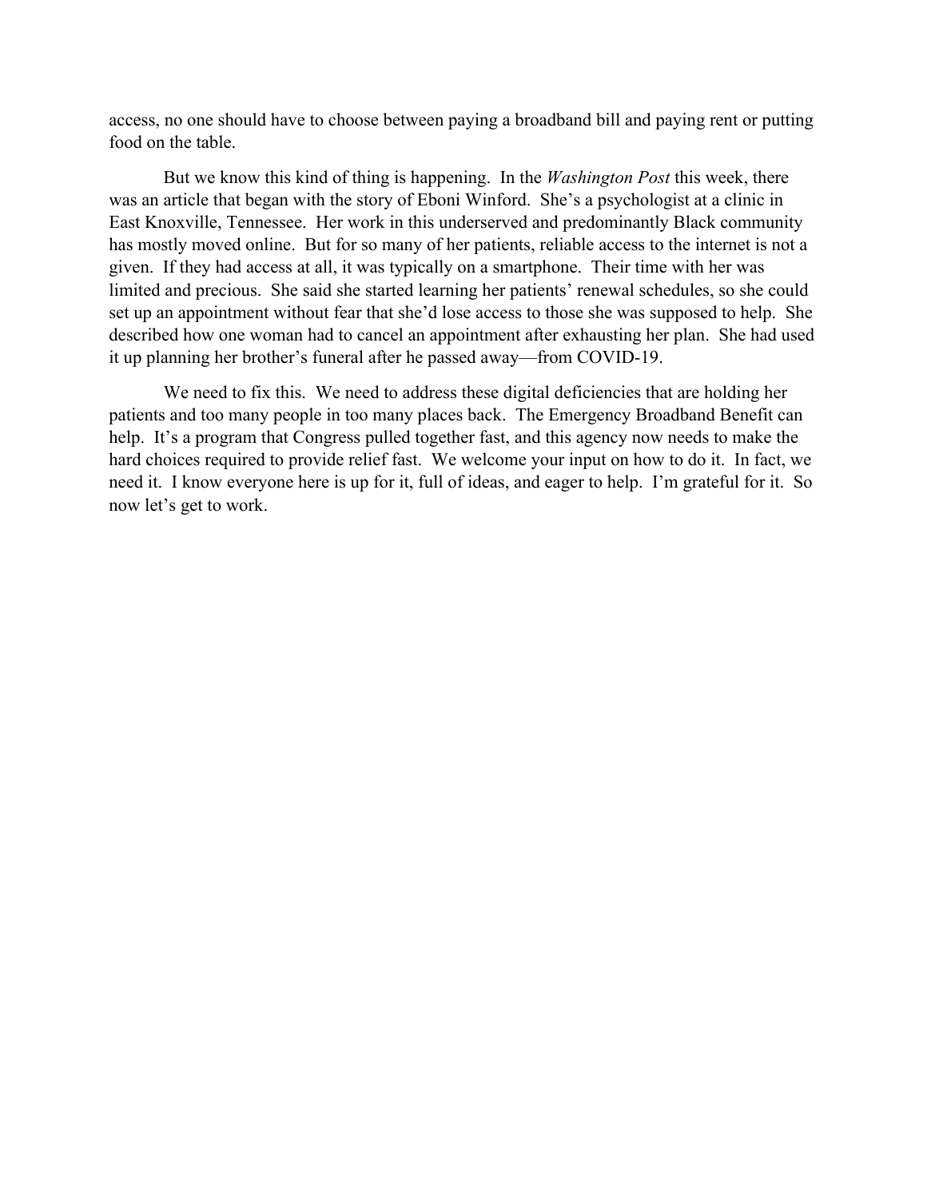access, no one should have to choose between paying a broadband bill and paying rent or putting food on the table.

But we know this kind of thing is happening. In the *Washington Post* this week, there was an article that began with the story of Eboni Winford. She's a psychologist at a clinic in East Knoxville, Tennessee. Her work in this underserved and predominantly Black community has mostly moved online. But for so many of her patients, reliable access to the internet is not a given. If they had access at all, it was typically on a smartphone. Their time with her was limited and precious. She said she started learning her patients' renewal schedules, so she could set up an appointment without fear that she'd lose access to those she was supposed to help. She described how one woman had to cancel an appointment after exhausting her plan. She had used it up planning her brother's funeral after he passed away—from COVID-19.

We need to fix this. We need to address these digital deficiencies that are holding her patients and too many people in too many places back. The Emergency Broadband Benefit can help. It's a program that Congress pulled together fast, and this agency now needs to make the hard choices required to provide relief fast. We welcome your input on how to do it. In fact, we need it. I know everyone here is up for it, full of ideas, and eager to help. I'm grateful for it. So now let's get to work.